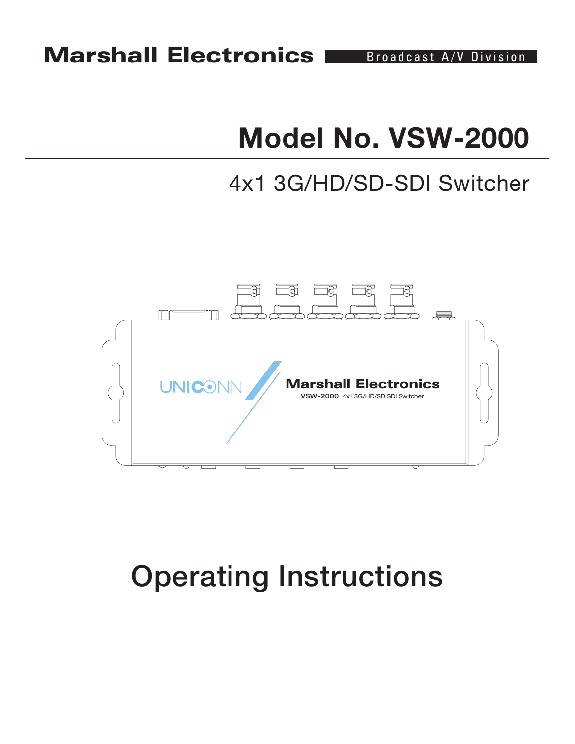Marshall Electronics Broadcast A/V Division

# Model No. VSW-2000

## 4x1 3G/HD/SD-SDI Switcher

# Operating Instructions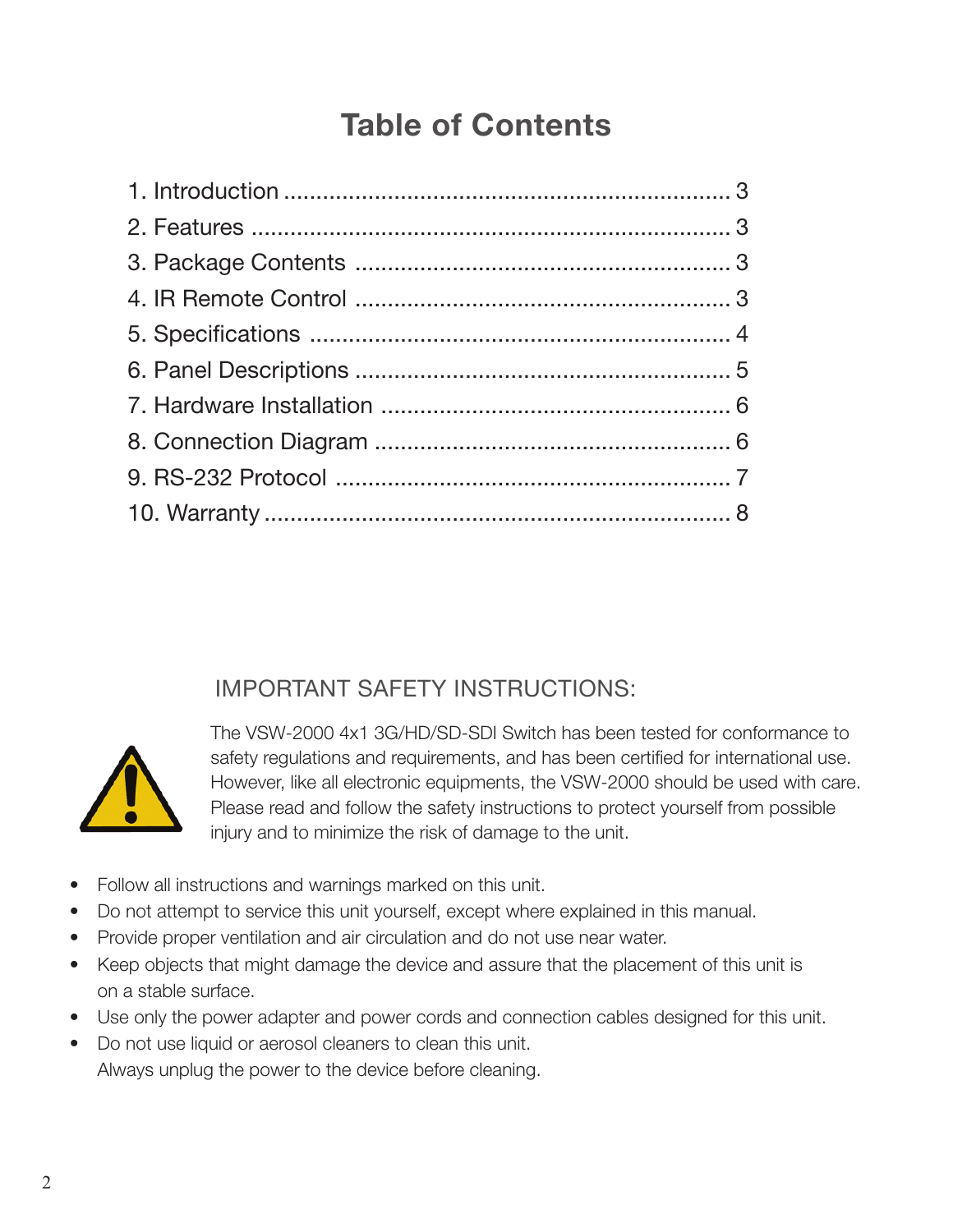# Table of Contents

1. Introduction ..................................................................... 3
2. Features ........................................................................... 3
3. Package Contents .......................................................... 3
4. IR Remote Control .......................................................... 3
5. Specifications ................................................................. 4
6. Panel Descriptions .......................................................... 5
7. Hardware Installation ...................................................... 6
8. Connection Diagram ....................................................... 6
9. RS-232 Protocol .............................................................. 7
10. Warranty ........................................................................ 8

## IMPORTANT SAFETY INSTRUCTIONS:

The VSW-2000 4x1 3G/HD/SD-SDI Switch has been tested for conformance to safety regulations and requirements, and has been certified for international use. However, like all electronic equipments, the VSW-2000 should be used with care. Please read and follow the safety instructions to protect yourself from possible injury and to minimize the risk of damage to the unit.

- Follow all instructions and warnings marked on this unit.
- Do not attempt to service this unit yourself, except where explained in this manual.
- Provide proper ventilation and air circulation and do not use near water.
- Keep objects that might damage the device and assure that the placement of this unit is on a stable surface.
- Use only the power adapter and power cords and connection cables designed for this unit.
- Do not use liquid or aerosol cleaners to clean this unit. Always unplug the power to the device before cleaning.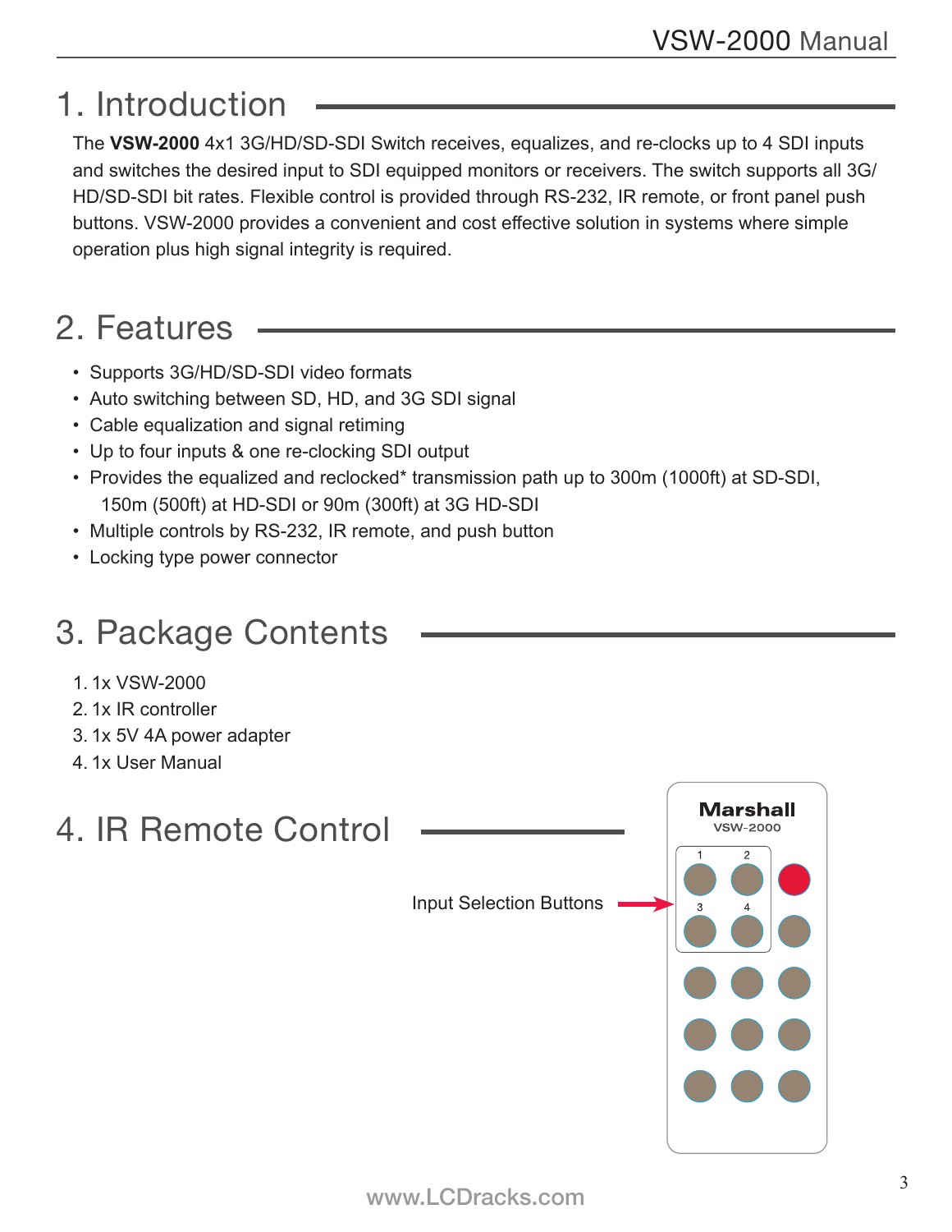# 1. Introduction

The **VSW-2000** 4x1 3G/HD/SD-SDI Switch receives, equalizes, and re-clocks up to 4 SDI inputs and switches the desired input to SDI equipped monitors or receivers. The switch supports all 3G/HD/SD-SDI bit rates. Flexible control is provided through RS-232, IR remote, or front panel push buttons. VSW-2000 provides a convenient and cost effective solution in systems where simple operation plus high signal integrity is required.

# 2. Features

- Supports 3G/HD/SD-SDI video formats
- Auto switching between SD, HD, and 3G SDI signal
- Cable equalization and signal retiming
- Up to four inputs & one re-clocking SDI output
- Provides the equalized and reclocked* transmission path up to 300m (1000ft) at SD-SDI, 150m (500ft) at HD-SDI or 90m (300ft) at 3G HD-SDI
- Multiple controls by RS-232, IR remote, and push button
- Locking type power connector

# 3. Package Contents

1. 1x VSW-2000
2. 1x IR controller
3. 1x 5V 4A power adapter
4. 1x User Manual

# 4. IR Remote Control

Input Selection Buttons

Marshall
VSW-2000

1 2
3 4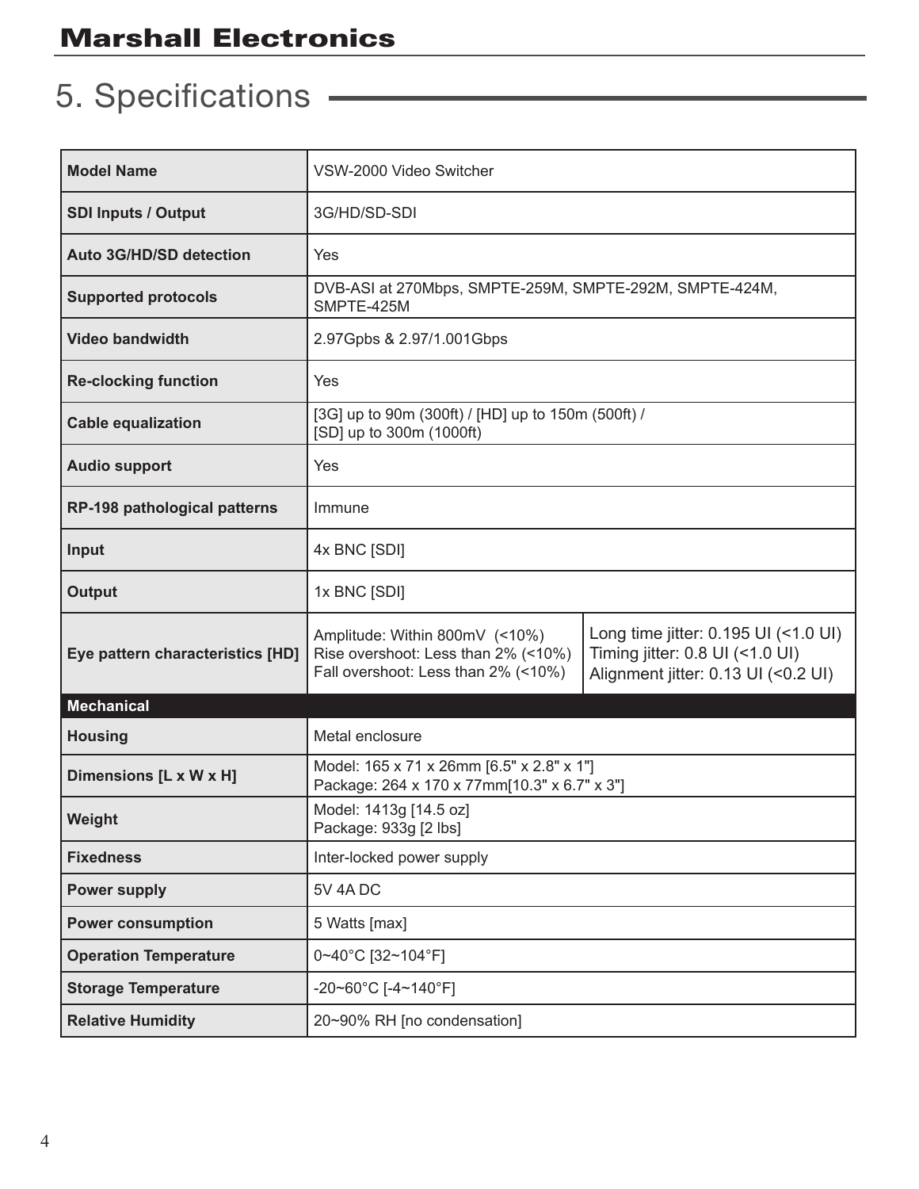# 5. Specifications

| | | |
|---|---|---|
| **Model Name** | VSW-2000 Video Switcher | |
| **SDI Inputs / Output** | 3G/HD/SD-SDI | |
| **Auto 3G/HD/SD detection** | Yes | |
| **Supported protocols** | DVB-ASI at 270Mbps, SMPTE-259M, SMPTE-292M, SMPTE-424M, SMPTE-425M | |
| **Video bandwidth** | 2.97Gpbs & 2.97/1.001Gbps | |
| **Re-clocking function** | Yes | |
| **Cable equalization** | [3G] up to 90m (300ft) / [HD] up to 150m (500ft) / [SD] up to 300m (1000ft) | |
| **Audio support** | Yes | |
| **RP-198 pathological patterns** | Immune | |
| **Input** | 4x BNC [SDI] | |
| **Output** | 1x BNC [SDI] | |
| **Eye pattern characteristics [HD]** | Amplitude: Within 800mV (<10%)<br>Rise overshoot: Less than 2% (<10%)<br>Fall overshoot: Less than 2% (<10%) | Long time jitter: 0.195 UI (<1.0 UI)<br>Timing jitter: 0.8 UI (<1.0 UI)<br>Alignment jitter: 0.13 UI (<0.2 UI) |
| **Mechanical** | | |
| **Housing** | Metal enclosure | |
| **Dimensions [L x W x H]** | Model: 165 x 71 x 26mm [6.5" x 2.8" x 1"]<br>Package: 264 x 170 x 77mm[10.3" x 6.7" x 3"] | |
| **Weight** | Model: 1413g [14.5 oz]<br>Package: 933g [2 lbs] | |
| **Fixedness** | Inter-locked power supply | |
| **Power supply** | 5V 4A DC | |
| **Power consumption** | 5 Watts [max] | |
| **Operation Temperature** | 0~40°C [32~104°F] | |
| **Storage Temperature** | -20~60°C [-4~140°F] | |
| **Relative Humidity** | 20~90% RH [no condensation] | |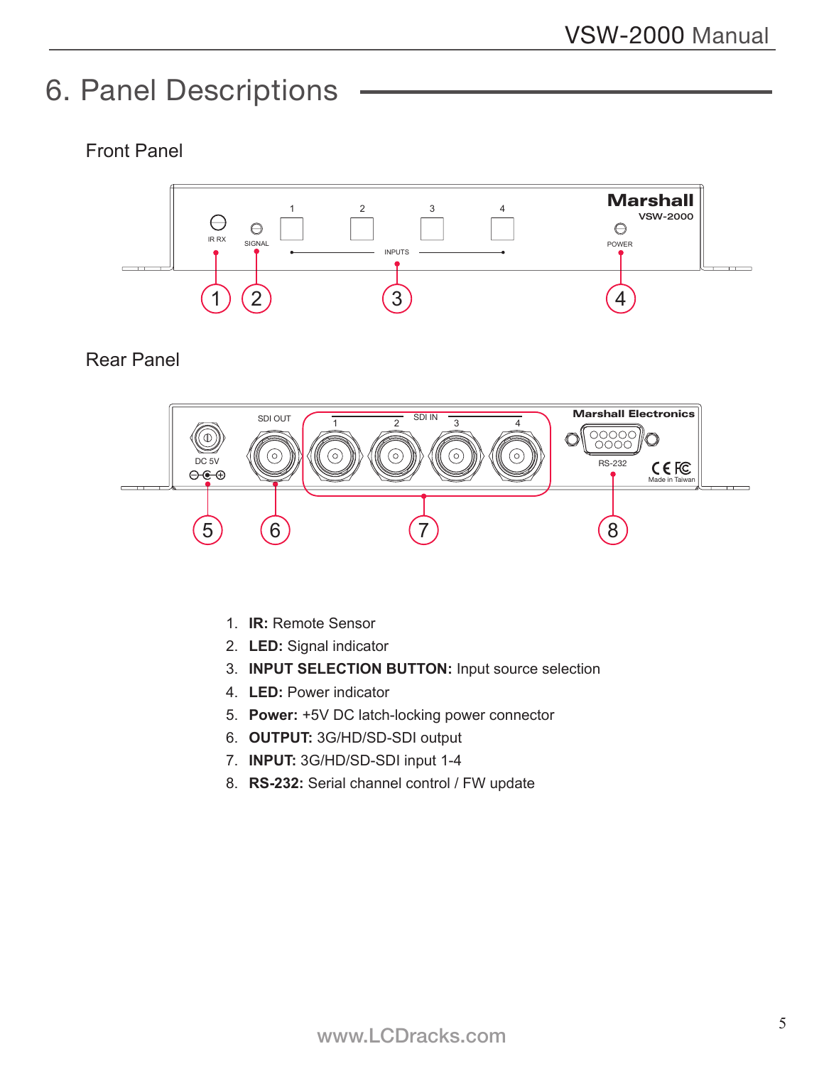# 6. Panel Descriptions

## Front Panel

## Rear Panel

1. **IR:** Remote Sensor
2. **LED:** Signal indicator
3. **INPUT SELECTION BUTTON:** Input source selection
4. **LED:** Power indicator
5. **Power:** +5V DC latch-locking power connector
6. **OUTPUT:** 3G/HD/SD-SDI output
7. **INPUT:** 3G/HD/SD-SDI input 1-4
8. **RS-232:** Serial channel control / FW update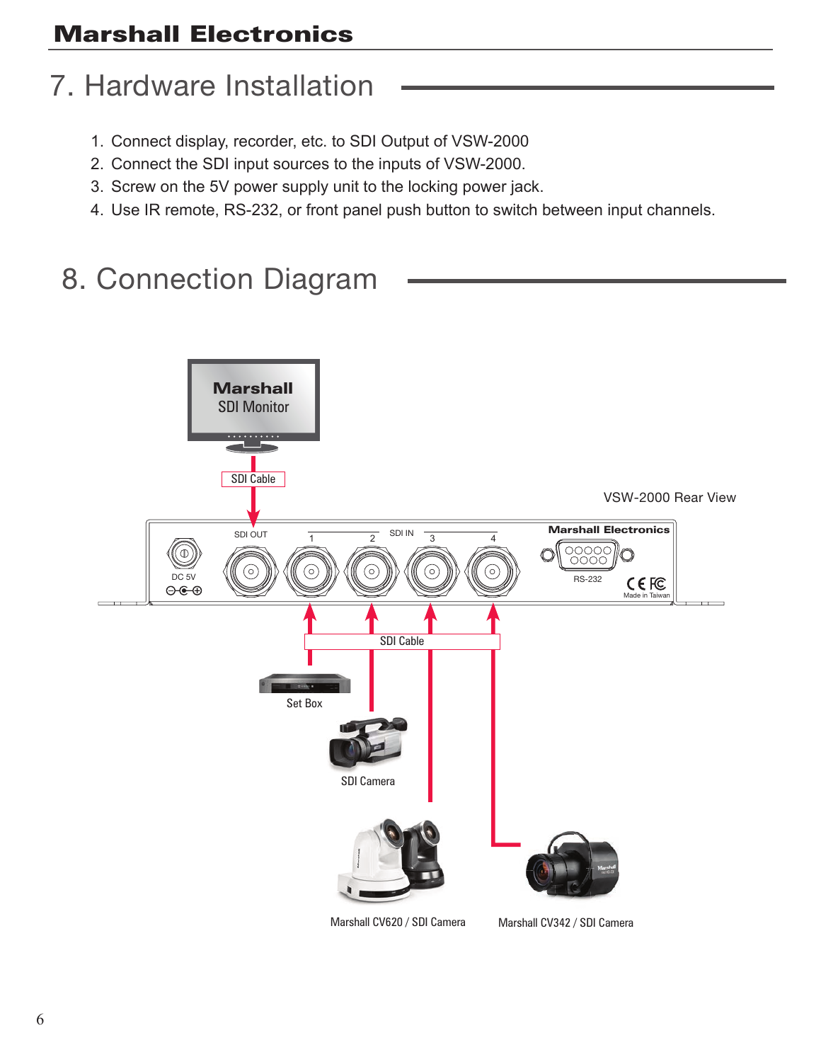## 7. Hardware Installation

1. Connect display, recorder, etc. to SDI Output of VSW-2000
2. Connect the SDI input sources to the inputs of VSW-2000.
3. Screw on the 5V power supply unit to the locking power jack.
4. Use IR remote, RS-232, or front panel push button to switch between input channels.

## 8. Connection Diagram

Marshall SDI Monitor

SDI Cable

VSW-2000 Rear View

DC 5V | SDI OUT | SDI IN 1 | 2 | 3 | 4 | Marshall Electronics | RS-232 | Made in Taiwan

SDI Cable

Set Box

SDI Camera

Marshall CV620 / SDI Camera

Marshall CV342 / SDI Camera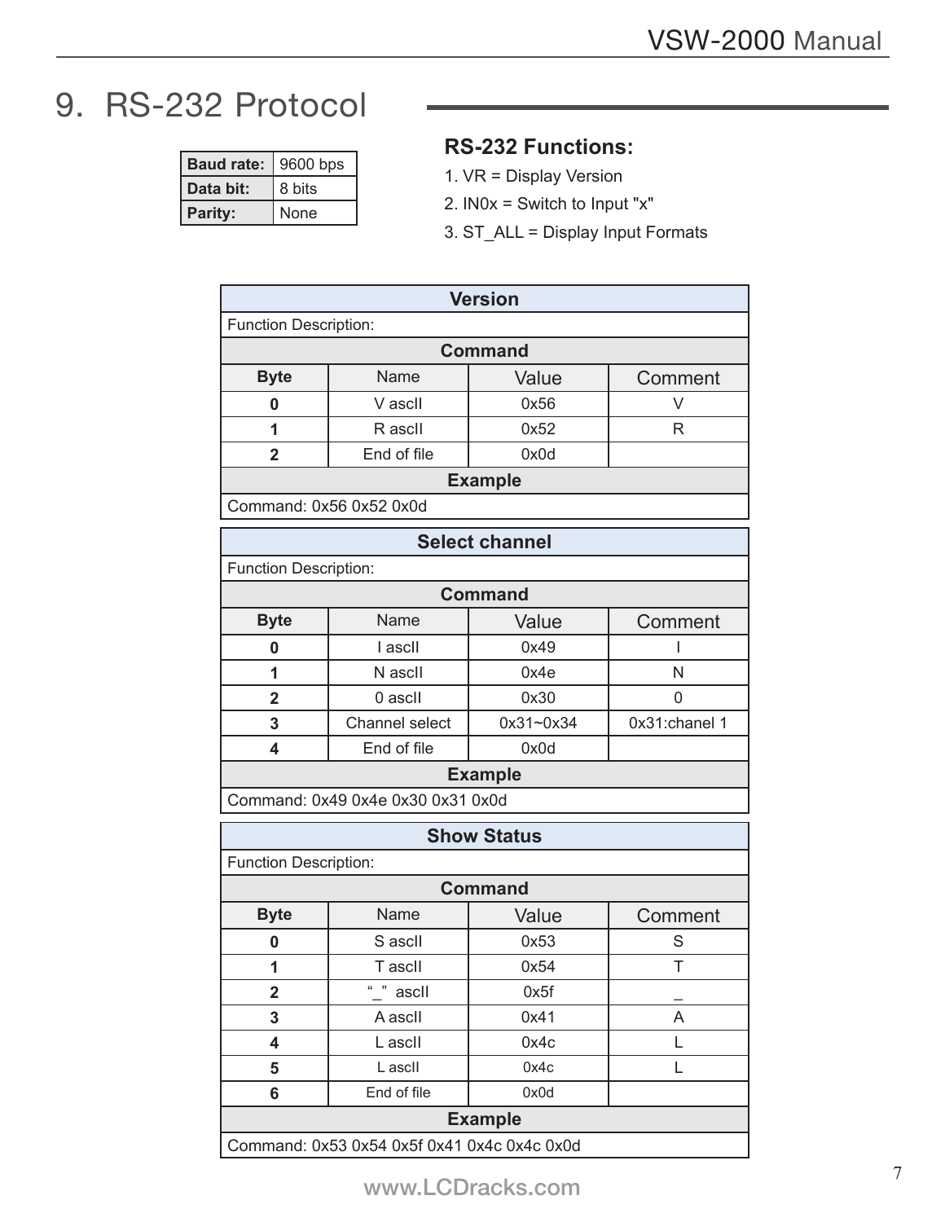# 9. RS-232 Protocol

| Baud rate: | 9600 bps |
|---|---|
| Data bit: | 8 bits |
| Parity: | None |

**RS-232 Functions:**

1. VR = Display Version
2. IN0x = Switch to Input "x"
3. ST_ALL = Display Input Formats

| Version | | | |
|---|---|---|---|
| Function Description: | | | |
| **Command** | | | |
| **Byte** | Name | Value | Comment |
| **0** | V ascII | 0x56 | V |
| **1** | R ascII | 0x52 | R |
| **2** | End of file | 0x0d | |
| **Example** | | | |
| Command: 0x56 0x52 0x0d | | | |

| Select channel | | | |
|---|---|---|---|
| Function Description: | | | |
| **Command** | | | |
| **Byte** | Name | Value | Comment |
| **0** | I ascII | 0x49 | I |
| **1** | N ascII | 0x4e | N |
| **2** | 0 ascII | 0x30 | 0 |
| **3** | Channel select | 0x31~0x34 | 0x31:chanel 1 |
| **4** | End of file | 0x0d | |
| **Example** | | | |
| Command: 0x49 0x4e 0x30 0x31 0x0d | | | |

| Show Status | | | |
|---|---|---|---|
| Function Description: | | | |
| **Command** | | | |
| **Byte** | Name | Value | Comment |
| **0** | S ascII | 0x53 | S |
| **1** | T ascII | 0x54 | T |
| **2** | "_" ascII | 0x5f | _ |
| **3** | A ascII | 0x41 | A |
| **4** | L ascII | 0x4c | L |
| **5** | L ascII | 0x4c | L |
| **6** | End of file | 0x0d | |
| **Example** | | | |
| Command: 0x53 0x54 0x5f 0x41 0x4c 0x4c 0x0d | | | |

www.LCDracks.com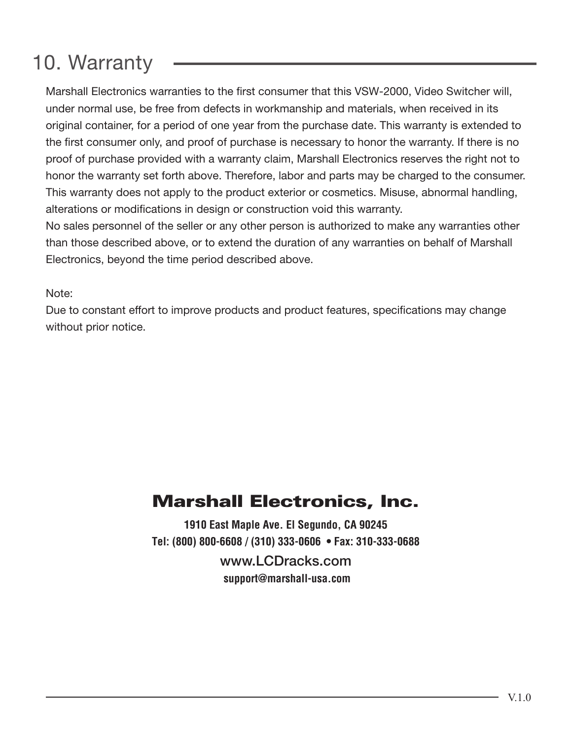# 10. Warranty

Marshall Electronics warranties to the first consumer that this VSW-2000, Video Switcher will, under normal use, be free from defects in workmanship and materials, when received in its original container, for a period of one year from the purchase date. This warranty is extended to the first consumer only, and proof of purchase is necessary to honor the warranty. If there is no proof of purchase provided with a warranty claim, Marshall Electronics reserves the right not to honor the warranty set forth above. Therefore, labor and parts may be charged to the consumer. This warranty does not apply to the product exterior or cosmetics. Misuse, abnormal handling, alterations or modifications in design or construction void this warranty.
No sales personnel of the seller or any other person is authorized to make any warranties other than those described above, or to extend the duration of any warranties on behalf of Marshall Electronics, beyond the time period described above.

Note:
Due to constant effort to improve products and product features, specifications may change without prior notice.

**Marshall Electronics, Inc.**

**1910 East Maple Ave. El Segundo, CA 90245**
**Tel: (800) 800-6608 / (310) 333-0606 • Fax: 310-333-0688**

www.LCDracks.com
**support@marshall-usa.com**

V.1.0